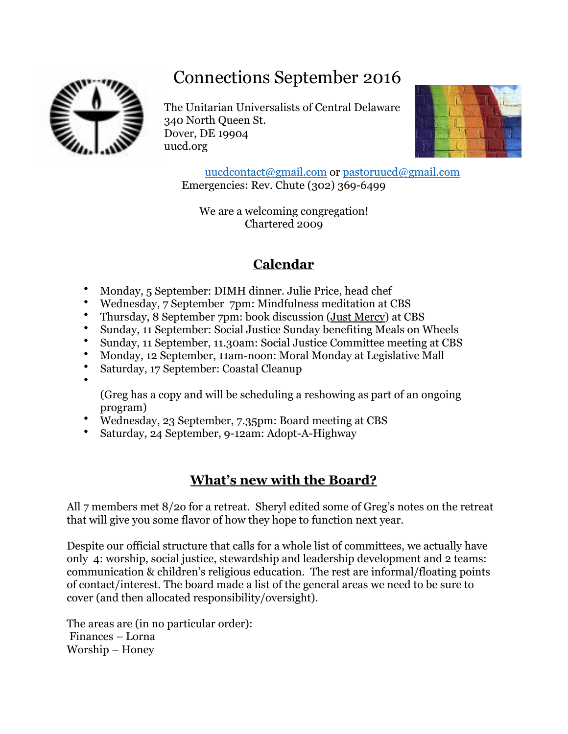# Connections September 2016

The Unitarian Universalists of Central Delaware
340 North Queen St.
Dover, DE 19904
uucd.org

uucdcontact@gmail.com or pastoruucd@gmail.com
Emergencies: Rev. Chute (302) 369-6499

We are a welcoming congregation!
Chartered 2009

## Calendar

- Monday, 5 September: DIMH dinner. Julie Price, head chef
- Wednesday, 7 September 7pm: Mindfulness meditation at CBS
- Thursday, 8 September 7pm: book discussion (Just Mercy) at CBS
- Sunday, 11 September: Social Justice Sunday benefiting Meals on Wheels
- Sunday, 11 September, 11.30am: Social Justice Committee meeting at CBS
- Monday, 12 September, 11am-noon: Moral Monday at Legislative Mall
- Saturday, 17 September: Coastal Cleanup
- 

  (Greg has a copy and will be scheduling a reshowing as part of an ongoing program)
- Wednesday, 23 September, 7.35pm: Board meeting at CBS
- Saturday, 24 September, 9-12am: Adopt-A-Highway

## What's new with the Board?

All 7 members met 8/20 for a retreat. Sheryl edited some of Greg's notes on the retreat that will give you some flavor of how they hope to function next year.

Despite our official structure that calls for a whole list of committees, we actually have only 4: worship, social justice, stewardship and leadership development and 2 teams: communication & children's religious education. The rest are informal/floating points of contact/interest. The board made a list of the general areas we need to be sure to cover (and then allocated responsibility/oversight).

The areas are (in no particular order):
Finances – Lorna
Worship – Honey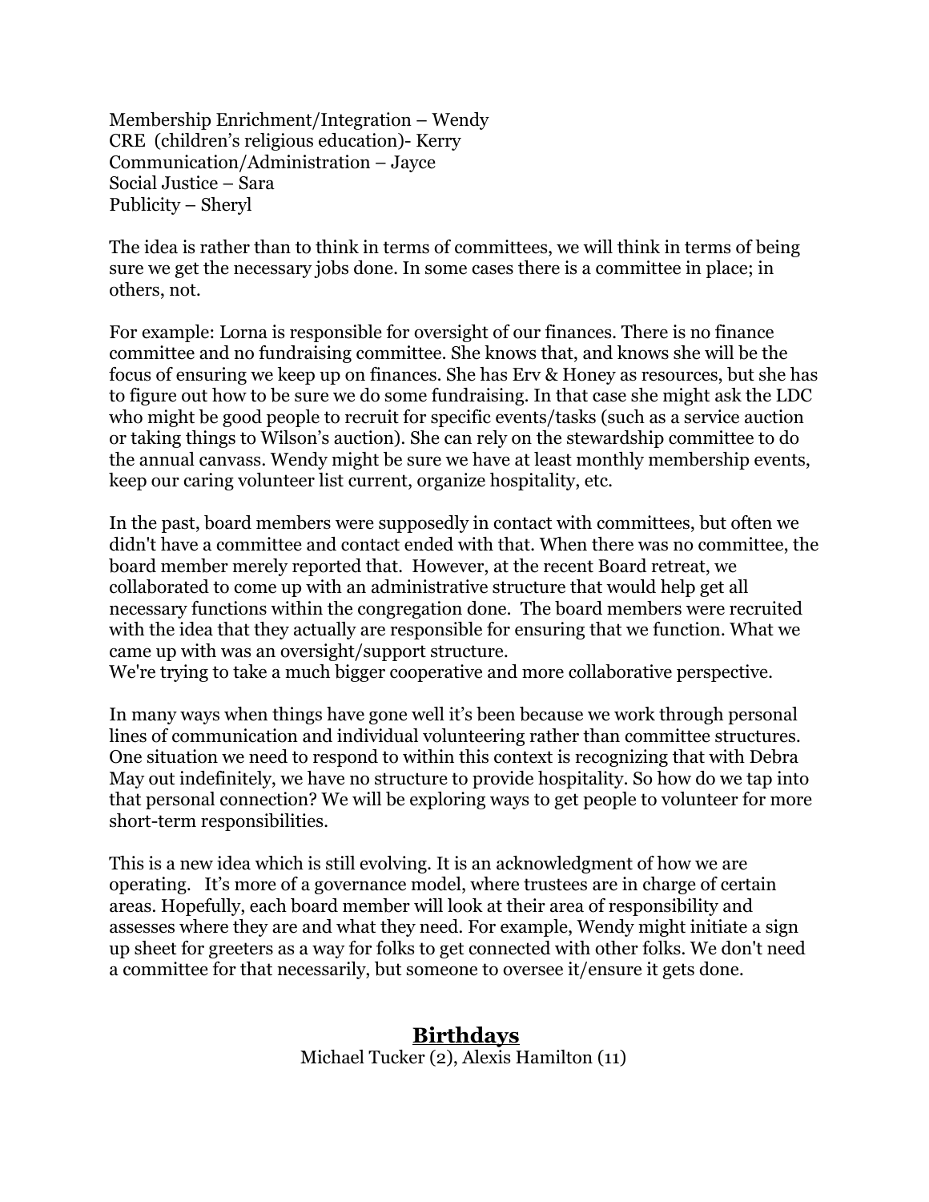Membership Enrichment/Integration – Wendy
CRE (children's religious education)- Kerry
Communication/Administration – Jayce
Social Justice – Sara
Publicity – Sheryl

The idea is rather than to think in terms of committees, we will think in terms of being sure we get the necessary jobs done. In some cases there is a committee in place; in others, not.

For example: Lorna is responsible for oversight of our finances. There is no finance committee and no fundraising committee. She knows that, and knows she will be the focus of ensuring we keep up on finances. She has Erv & Honey as resources, but she has to figure out how to be sure we do some fundraising. In that case she might ask the LDC who might be good people to recruit for specific events/tasks (such as a service auction or taking things to Wilson's auction). She can rely on the stewardship committee to do the annual canvass. Wendy might be sure we have at least monthly membership events, keep our caring volunteer list current, organize hospitality, etc.

In the past, board members were supposedly in contact with committees, but often we didn't have a committee and contact ended with that. When there was no committee, the board member merely reported that. However, at the recent Board retreat, we collaborated to come up with an administrative structure that would help get all necessary functions within the congregation done. The board members were recruited with the idea that they actually are responsible for ensuring that we function. What we came up with was an oversight/support structure.
We're trying to take a much bigger cooperative and more collaborative perspective.

In many ways when things have gone well it's been because we work through personal lines of communication and individual volunteering rather than committee structures. One situation we need to respond to within this context is recognizing that with Debra May out indefinitely, we have no structure to provide hospitality. So how do we tap into that personal connection? We will be exploring ways to get people to volunteer for more short-term responsibilities.

This is a new idea which is still evolving. It is an acknowledgment of how we are operating. It's more of a governance model, where trustees are in charge of certain areas. Hopefully, each board member will look at their area of responsibility and assesses where they are and what they need. For example, Wendy might initiate a sign up sheet for greeters as a way for folks to get connected with other folks. We don't need a committee for that necessarily, but someone to oversee it/ensure it gets done.

## **Birthdays**

Michael Tucker (2), Alexis Hamilton (11)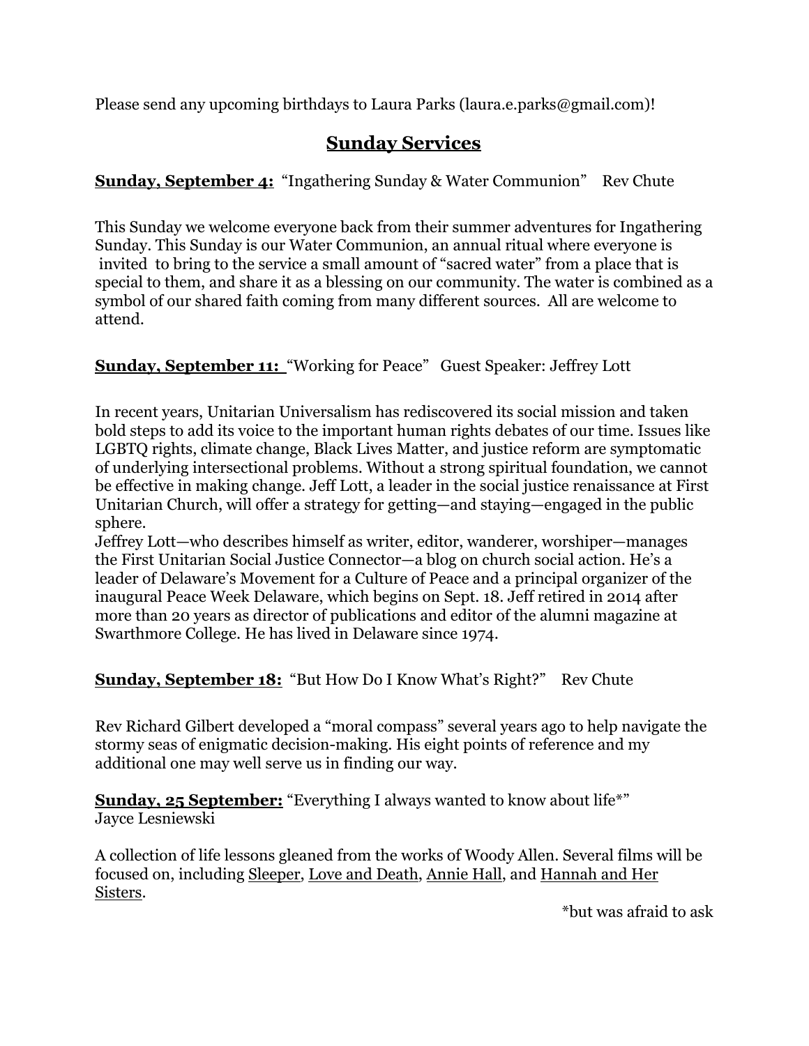Please send any upcoming birthdays to Laura Parks (laura.e.parks@gmail.com)!

## Sunday Services

**Sunday, September 4:** "Ingathering Sunday & Water Communion" Rev Chute

This Sunday we welcome everyone back from their summer adventures for Ingathering Sunday. This Sunday is our Water Communion, an annual ritual where everyone is invited to bring to the service a small amount of "sacred water" from a place that is special to them, and share it as a blessing on our community. The water is combined as a symbol of our shared faith coming from many different sources. All are welcome to attend.

**Sunday, September 11:** "Working for Peace" Guest Speaker: Jeffrey Lott

In recent years, Unitarian Universalism has rediscovered its social mission and taken bold steps to add its voice to the important human rights debates of our time. Issues like LGBTQ rights, climate change, Black Lives Matter, and justice reform are symptomatic of underlying intersectional problems. Without a strong spiritual foundation, we cannot be effective in making change. Jeff Lott, a leader in the social justice renaissance at First Unitarian Church, will offer a strategy for getting—and staying—engaged in the public sphere.

Jeffrey Lott—who describes himself as writer, editor, wanderer, worshiper—manages the First Unitarian Social Justice Connector—a blog on church social action. He's a leader of Delaware's Movement for a Culture of Peace and a principal organizer of the inaugural Peace Week Delaware, which begins on Sept. 18. Jeff retired in 2014 after more than 20 years as director of publications and editor of the alumni magazine at Swarthmore College. He has lived in Delaware since 1974.

**Sunday, September 18:** "But How Do I Know What's Right?" Rev Chute

Rev Richard Gilbert developed a "moral compass" several years ago to help navigate the stormy seas of enigmatic decision-making. His eight points of reference and my additional one may well serve us in finding our way.

**Sunday, 25 September:** "Everything I always wanted to know about life*"
Jayce Lesniewski

A collection of life lessons gleaned from the works of Woody Allen. Several films will be focused on, including Sleeper, Love and Death, Annie Hall, and Hannah and Her Sisters.

*but was afraid to ask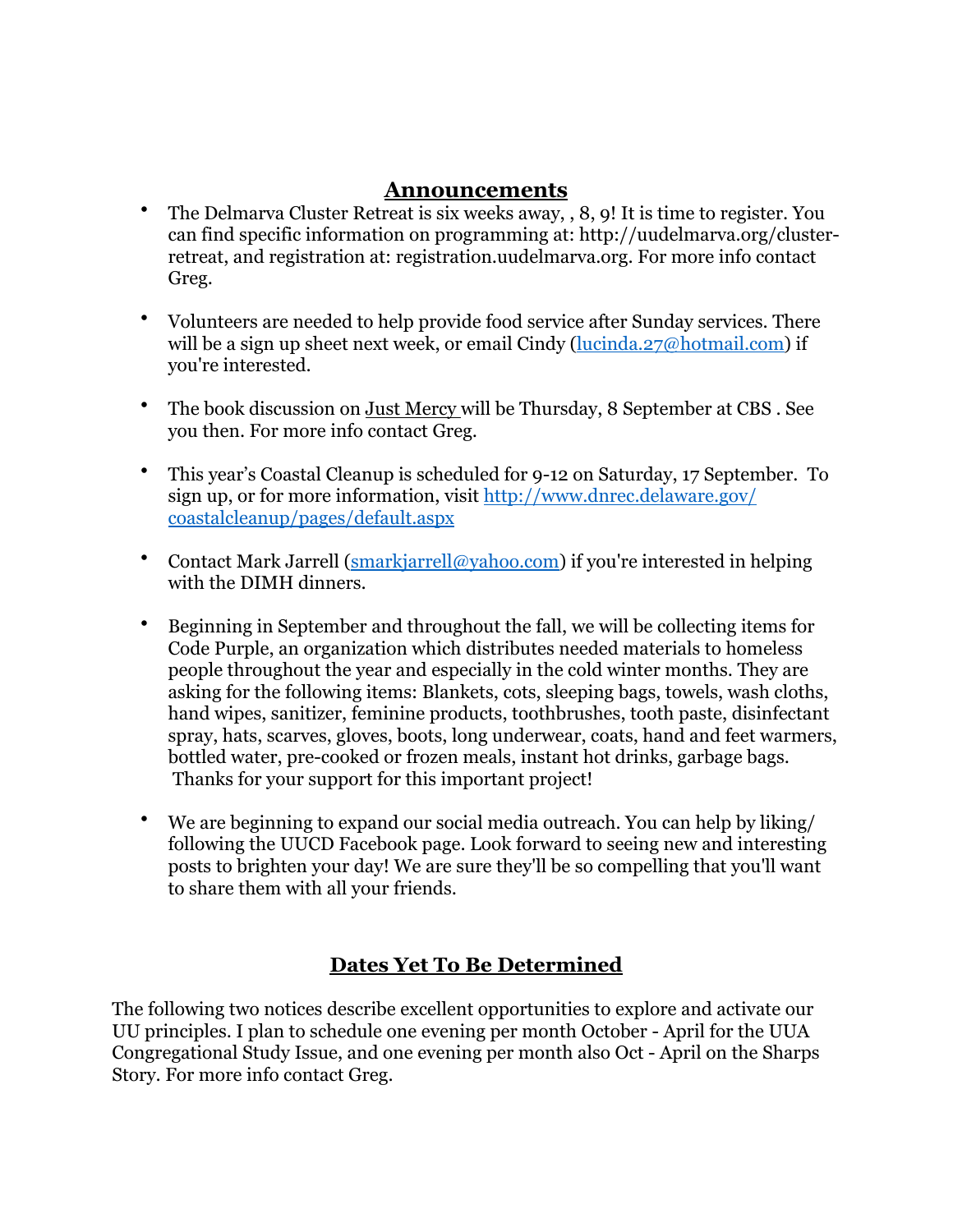## Announcements

- The Delmarva Cluster Retreat is six weeks away, , 8, 9! It is time to register. You can find specific information on programming at: http://uudelmarva.org/cluster-retreat, and registration at: registration.uudelmarva.org. For more info contact Greg.

- Volunteers are needed to help provide food service after Sunday services. There will be a sign up sheet next week, or email Cindy (lucinda.27@hotmail.com) if you're interested.

- The book discussion on Just Mercy will be Thursday, 8 September at CBS . See you then. For more info contact Greg.

- This year's Coastal Cleanup is scheduled for 9-12 on Saturday, 17 September. To sign up, or for more information, visit http://www.dnrec.delaware.gov/coastalcleanup/pages/default.aspx

- Contact Mark Jarrell (smarkjarrell@yahoo.com) if you're interested in helping with the DIMH dinners.

- Beginning in September and throughout the fall, we will be collecting items for Code Purple, an organization which distributes needed materials to homeless people throughout the year and especially in the cold winter months. They are asking for the following items: Blankets, cots, sleeping bags, towels, wash cloths, hand wipes, sanitizer, feminine products, toothbrushes, tooth paste, disinfectant spray, hats, scarves, gloves, boots, long underwear, coats, hand and feet warmers, bottled water, pre-cooked or frozen meals, instant hot drinks, garbage bags. Thanks for your support for this important project!

- We are beginning to expand our social media outreach. You can help by liking/following the UUCD Facebook page. Look forward to seeing new and interesting posts to brighten your day! We are sure they'll be so compelling that you'll want to share them with all your friends.

## Dates Yet To Be Determined

The following two notices describe excellent opportunities to explore and activate our UU principles. I plan to schedule one evening per month October - April for the UUA Congregational Study Issue, and one evening per month also Oct - April on the Sharps Story. For more info contact Greg.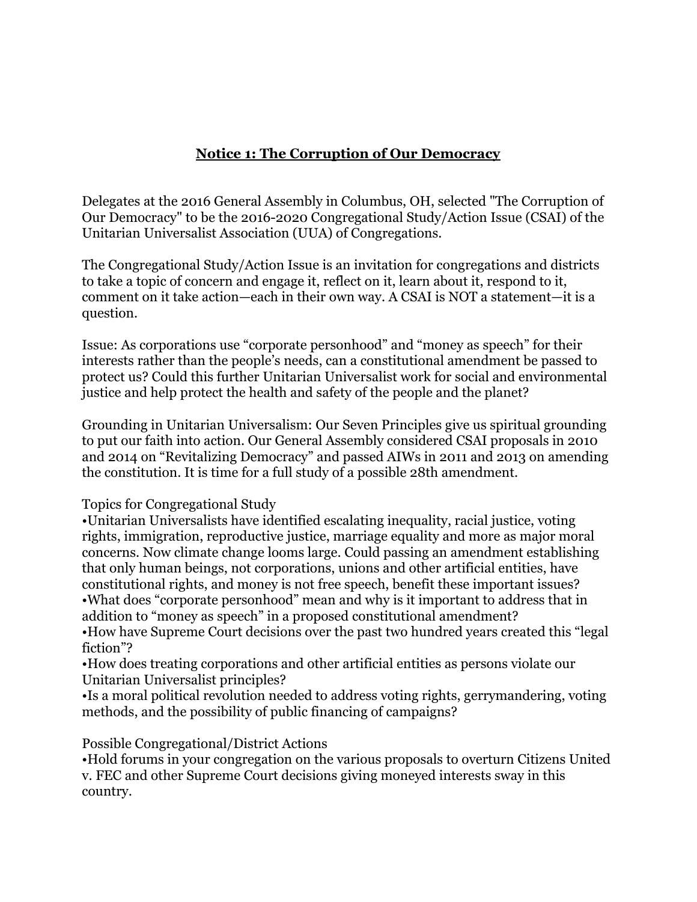## **Notice 1: The Corruption of Our Democracy**

Delegates at the 2016 General Assembly in Columbus, OH, selected "The Corruption of Our Democracy" to be the 2016-2020 Congregational Study/Action Issue (CSAI) of the Unitarian Universalist Association (UUA) of Congregations.

The Congregational Study/Action Issue is an invitation for congregations and districts to take a topic of concern and engage it, reflect on it, learn about it, respond to it, comment on it take action—each in their own way. A CSAI is NOT a statement—it is a question.

Issue: As corporations use “corporate personhood” and “money as speech” for their interests rather than the people’s needs, can a constitutional amendment be passed to protect us? Could this further Unitarian Universalist work for social and environmental justice and help protect the health and safety of the people and the planet?

Grounding in Unitarian Universalism: Our Seven Principles give us spiritual grounding to put our faith into action. Our General Assembly considered CSAI proposals in 2010 and 2014 on “Revitalizing Democracy” and passed AIWs in 2011 and 2013 on amending the constitution. It is time for a full study of a possible 28th amendment.

Topics for Congregational Study

- Unitarian Universalists have identified escalating inequality, racial justice, voting rights, immigration, reproductive justice, marriage equality and more as major moral concerns. Now climate change looms large. Could passing an amendment establishing that only human beings, not corporations, unions and other artificial entities, have constitutional rights, and money is not free speech, benefit these important issues?
- What does “corporate personhood” mean and why is it important to address that in addition to “money as speech” in a proposed constitutional amendment?
- How have Supreme Court decisions over the past two hundred years created this “legal fiction”?
- How does treating corporations and other artificial entities as persons violate our Unitarian Universalist principles?
- Is a moral political revolution needed to address voting rights, gerrymandering, voting methods, and the possibility of public financing of campaigns?

Possible Congregational/District Actions

- Hold forums in your congregation on the various proposals to overturn Citizens United v. FEC and other Supreme Court decisions giving moneyed interests sway in this country.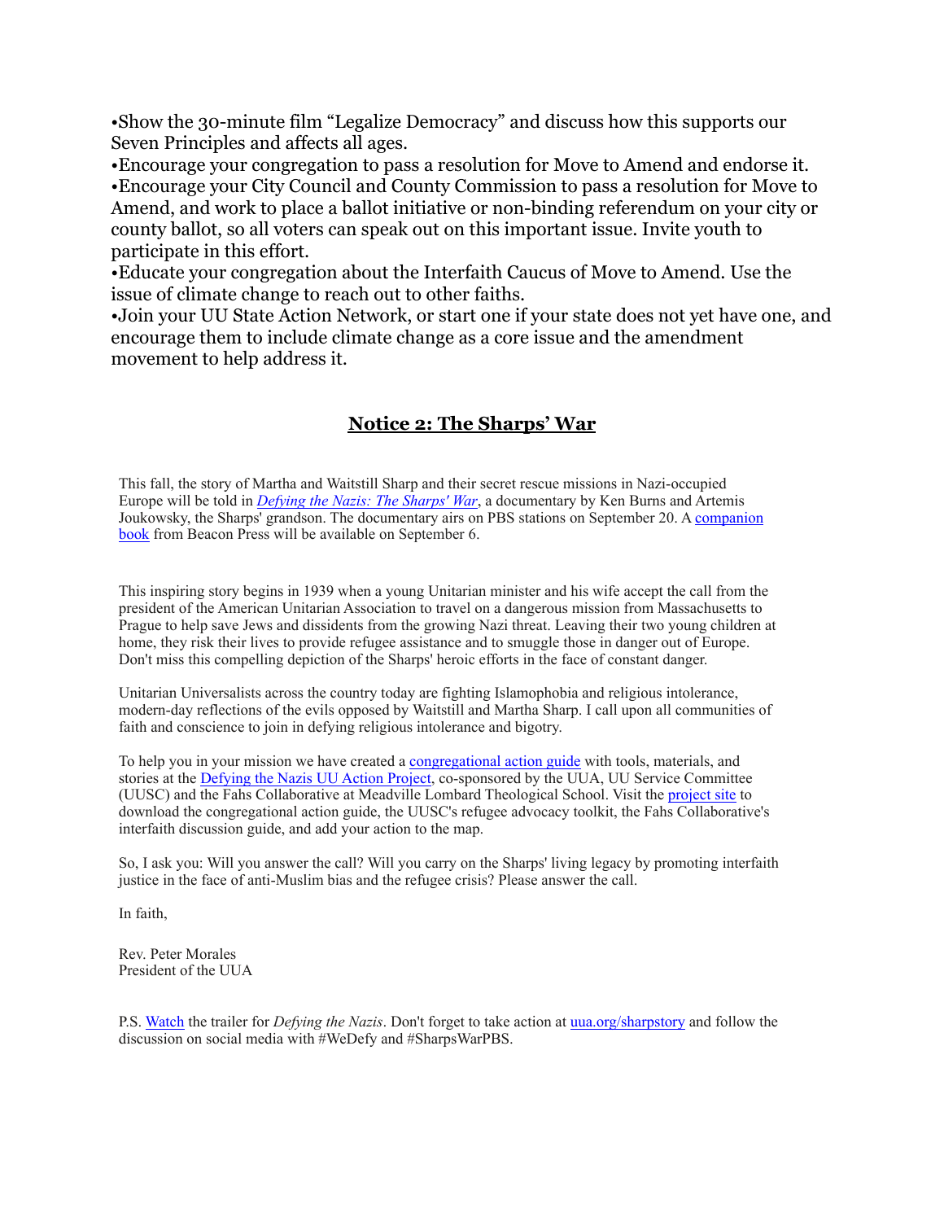•Show the 30-minute film "Legalize Democracy" and discuss how this supports our Seven Principles and affects all ages.
•Encourage your congregation to pass a resolution for Move to Amend and endorse it.
•Encourage your City Council and County Commission to pass a resolution for Move to Amend, and work to place a ballot initiative or non-binding referendum on your city or county ballot, so all voters can speak out on this important issue. Invite youth to participate in this effort.
•Educate your congregation about the Interfaith Caucus of Move to Amend. Use the issue of climate change to reach out to other faiths.
•Join your UU State Action Network, or start one if your state does not yet have one, and encourage them to include climate change as a core issue and the amendment movement to help address it.

## Notice 2: The Sharps' War

This fall, the story of Martha and Waitstill Sharp and their secret rescue missions in Nazi-occupied Europe will be told in *Defying the Nazis: The Sharps' War*, a documentary by Ken Burns and Artemis Joukowsky, the Sharps' grandson. The documentary airs on PBS stations on September 20. A companion book from Beacon Press will be available on September 6.

This inspiring story begins in 1939 when a young Unitarian minister and his wife accept the call from the president of the American Unitarian Association to travel on a dangerous mission from Massachusetts to Prague to help save Jews and dissidents from the growing Nazi threat. Leaving their two young children at home, they risk their lives to provide refugee assistance and to smuggle those in danger out of Europe. Don't miss this compelling depiction of the Sharps' heroic efforts in the face of constant danger.

Unitarian Universalists across the country today are fighting Islamophobia and religious intolerance, modern-day reflections of the evils opposed by Waitstill and Martha Sharp. I call upon all communities of faith and conscience to join in defying religious intolerance and bigotry.

To help you in your mission we have created a congregational action guide with tools, materials, and stories at the Defying the Nazis UU Action Project, co-sponsored by the UUA, UU Service Committee (UUSC) and the Fahs Collaborative at Meadville Lombard Theological School. Visit the project site to download the congregational action guide, the UUSC's refugee advocacy toolkit, the Fahs Collaborative's interfaith discussion guide, and add your action to the map.

So, I ask you: Will you answer the call? Will you carry on the Sharps' living legacy by promoting interfaith justice in the face of anti-Muslim bias and the refugee crisis? Please answer the call.

In faith,

Rev. Peter Morales
President of the UUA

P.S. Watch the trailer for *Defying the Nazis*. Don't forget to take action at uua.org/sharpstory and follow the discussion on social media with #WeDefy and #SharpsWarPBS.